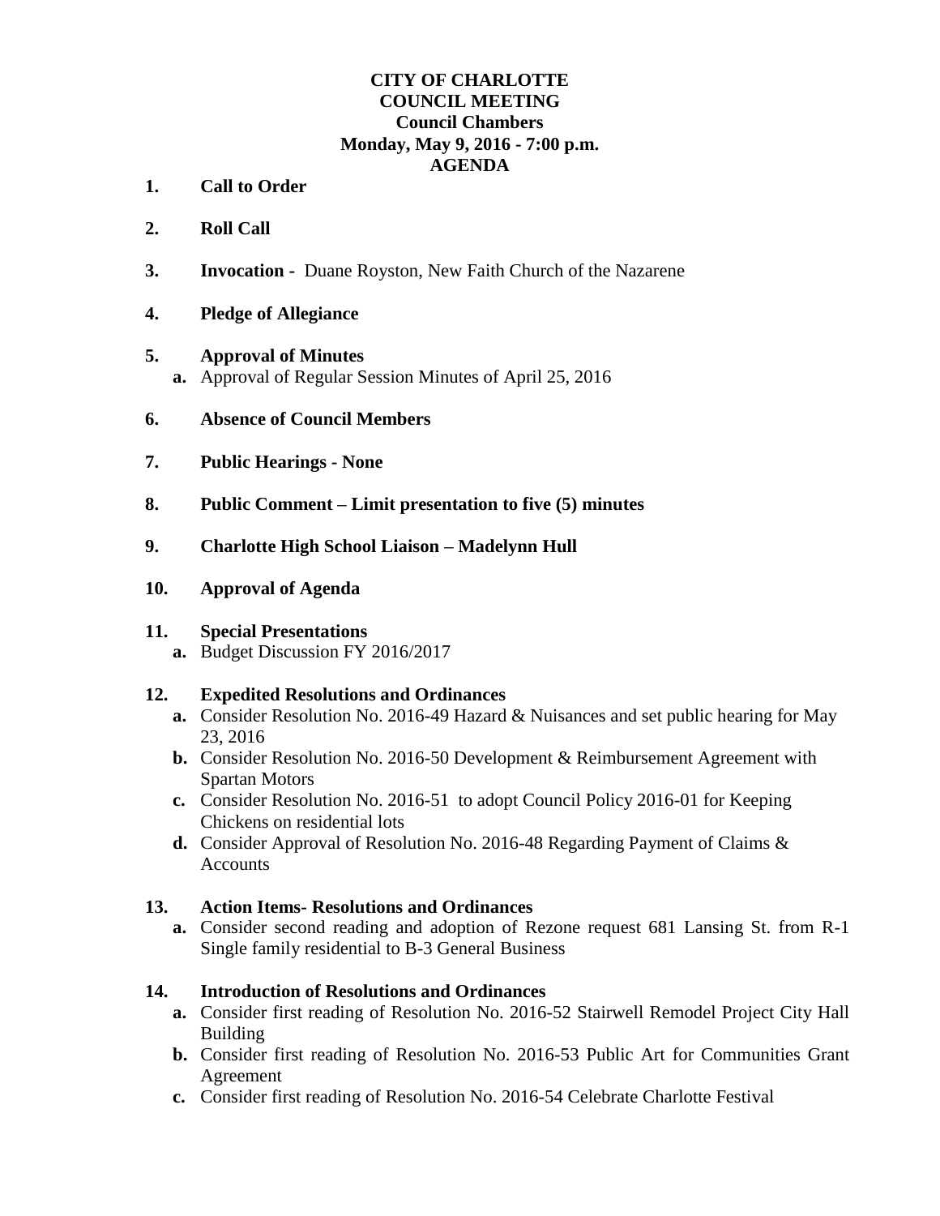**CITY OF CHARLOTTE**
**COUNCIL MEETING**
**Council Chambers**
**Monday, May 9, 2016 - 7:00 p.m.**
**AGENDA**

1. **Call to Order**

2. **Roll Call**

3. **Invocation -** Duane Royston, New Faith Church of the Nazarene

4. **Pledge of Allegiance**

5. **Approval of Minutes**
   - **a.** Approval of Regular Session Minutes of April 25, 2016

6. **Absence of Council Members**

7. **Public Hearings - None**

8. **Public Comment – Limit presentation to five (5) minutes**

9. **Charlotte High School Liaison – Madelynn Hull**

10. **Approval of Agenda**

11. **Special Presentations**
    - **a.** Budget Discussion FY 2016/2017

12. **Expedited Resolutions and Ordinances**
    - **a.** Consider Resolution No. 2016-49 Hazard & Nuisances and set public hearing for May 23, 2016
    - **b.** Consider Resolution No. 2016-50 Development & Reimbursement Agreement with Spartan Motors
    - **c.** Consider Resolution No. 2016-51 to adopt Council Policy 2016-01 for Keeping Chickens on residential lots
    - **d.** Consider Approval of Resolution No. 2016-48 Regarding Payment of Claims & Accounts

13. **Action Items- Resolutions and Ordinances**
    - **a.** Consider second reading and adoption of Rezone request 681 Lansing St. from R-1 Single family residential to B-3 General Business

14. **Introduction of Resolutions and Ordinances**
    - **a.** Consider first reading of Resolution No. 2016-52 Stairwell Remodel Project City Hall Building
    - **b.** Consider first reading of Resolution No. 2016-53 Public Art for Communities Grant Agreement
    - **c.** Consider first reading of Resolution No. 2016-54 Celebrate Charlotte Festival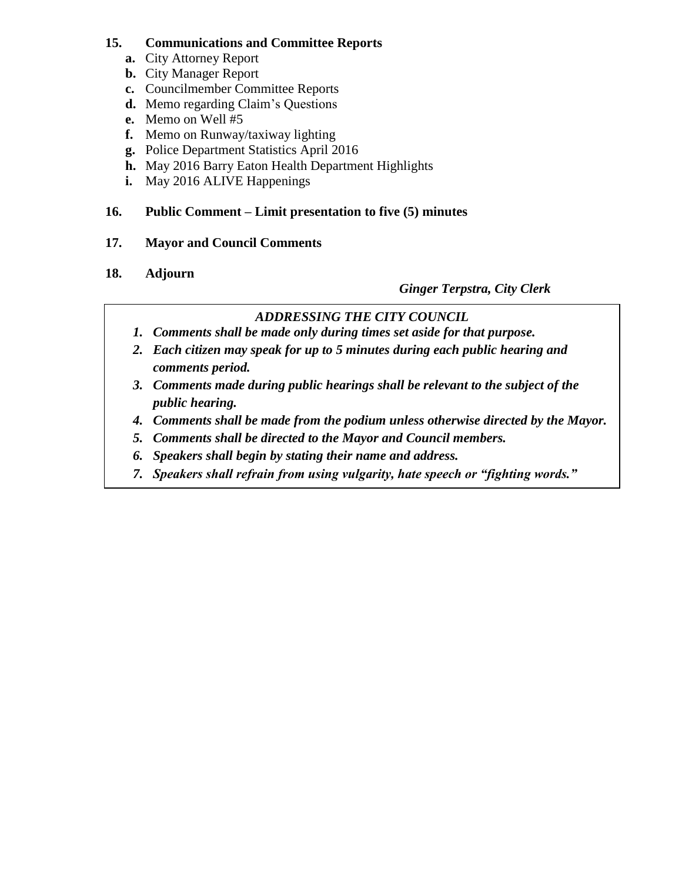**15. Communications and Committee Reports**

- **a.** City Attorney Report
- **b.** City Manager Report
- **c.** Councilmember Committee Reports
- **d.** Memo regarding Claim's Questions
- **e.** Memo on Well #5
- **f.** Memo on Runway/taxiway lighting
- **g.** Police Department Statistics April 2016
- **h.** May 2016 Barry Eaton Health Department Highlights
- **i.** May 2016 ALIVE Happenings

**16. Public Comment – Limit presentation to five (5) minutes**

**17. Mayor and Council Comments**

**18. Adjourn**

*Ginger Terpstra, City Clerk*

*ADDRESSING THE CITY COUNCIL*

1. ***Comments shall be made only during times set aside for that purpose.***
2. ***Each citizen may speak for up to 5 minutes during each public hearing and comments period.***
3. ***Comments made during public hearings shall be relevant to the subject of the public hearing.***
4. ***Comments shall be made from the podium unless otherwise directed by the Mayor.***
5. ***Comments shall be directed to the Mayor and Council members.***
6. ***Speakers shall begin by stating their name and address.***
7. ***Speakers shall refrain from using vulgarity, hate speech or "fighting words."***